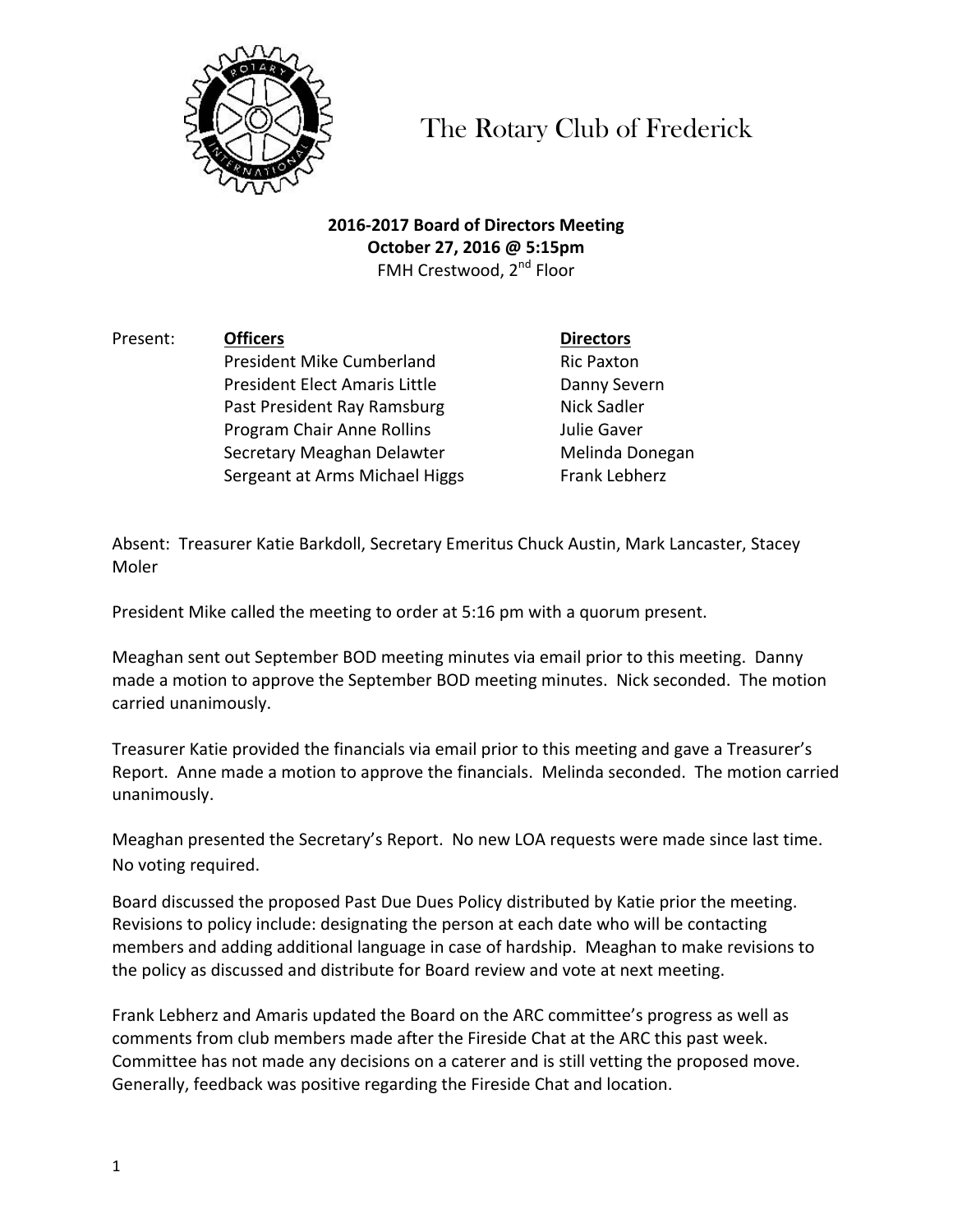# The Rotary Club of Frederick

**2016-2017 Board of Directors Meeting**
**October 27, 2016 @ 5:15pm**
FMH Crestwood, 2nd Floor

Present:

| Officers | Directors |
|---|---|
| President Mike Cumberland | Ric Paxton |
| President Elect Amaris Little | Danny Severn |
| Past President Ray Ramsburg | Nick Sadler |
| Program Chair Anne Rollins | Julie Gaver |
| Secretary Meaghan Delawter | Melinda Donegan |
| Sergeant at Arms Michael Higgs | Frank Lebherz |

Absent: Treasurer Katie Barkdoll, Secretary Emeritus Chuck Austin, Mark Lancaster, Stacey Moler

President Mike called the meeting to order at 5:16 pm with a quorum present.

Meaghan sent out September BOD meeting minutes via email prior to this meeting. Danny made a motion to approve the September BOD meeting minutes. Nick seconded. The motion carried unanimously.

Treasurer Katie provided the financials via email prior to this meeting and gave a Treasurer's Report. Anne made a motion to approve the financials. Melinda seconded. The motion carried unanimously.

Meaghan presented the Secretary's Report. No new LOA requests were made since last time. No voting required.

Board discussed the proposed Past Due Dues Policy distributed by Katie prior the meeting. Revisions to policy include: designating the person at each date who will be contacting members and adding additional language in case of hardship. Meaghan to make revisions to the policy as discussed and distribute for Board review and vote at next meeting.

Frank Lebherz and Amaris updated the Board on the ARC committee's progress as well as comments from club members made after the Fireside Chat at the ARC this past week. Committee has not made any decisions on a caterer and is still vetting the proposed move. Generally, feedback was positive regarding the Fireside Chat and location.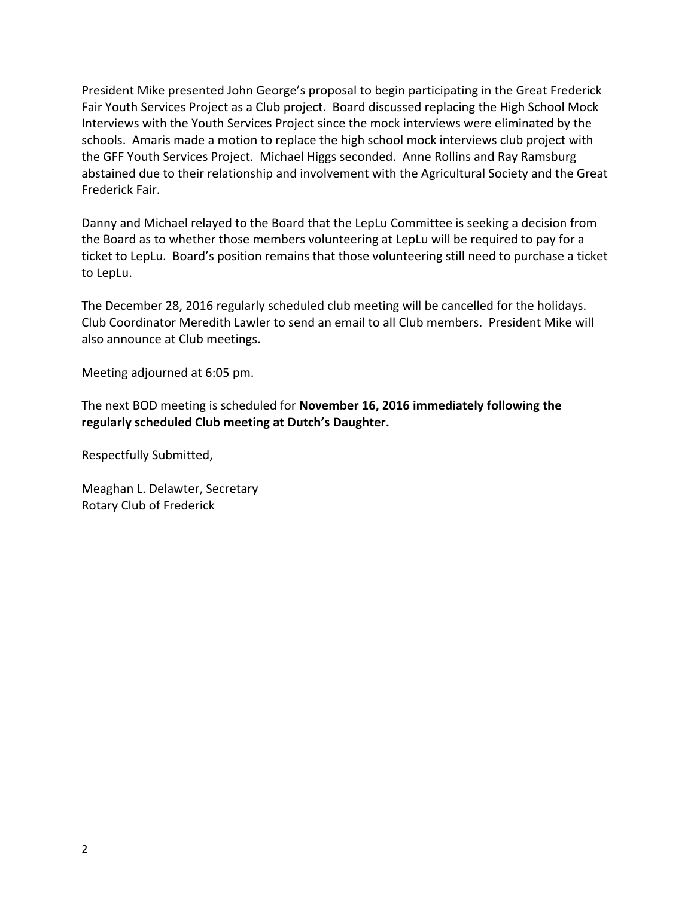President Mike presented John George's proposal to begin participating in the Great Frederick Fair Youth Services Project as a Club project. Board discussed replacing the High School Mock Interviews with the Youth Services Project since the mock interviews were eliminated by the schools. Amaris made a motion to replace the high school mock interviews club project with the GFF Youth Services Project. Michael Higgs seconded. Anne Rollins and Ray Ramsburg abstained due to their relationship and involvement with the Agricultural Society and the Great Frederick Fair.

Danny and Michael relayed to the Board that the LepLu Committee is seeking a decision from the Board as to whether those members volunteering at LepLu will be required to pay for a ticket to LepLu. Board's position remains that those volunteering still need to purchase a ticket to LepLu.

The December 28, 2016 regularly scheduled club meeting will be cancelled for the holidays. Club Coordinator Meredith Lawler to send an email to all Club members. President Mike will also announce at Club meetings.

Meeting adjourned at 6:05 pm.

The next BOD meeting is scheduled for **November 16, 2016 immediately following the regularly scheduled Club meeting at Dutch's Daughter.**

Respectfully Submitted,

Meaghan L. Delawter, Secretary
Rotary Club of Frederick